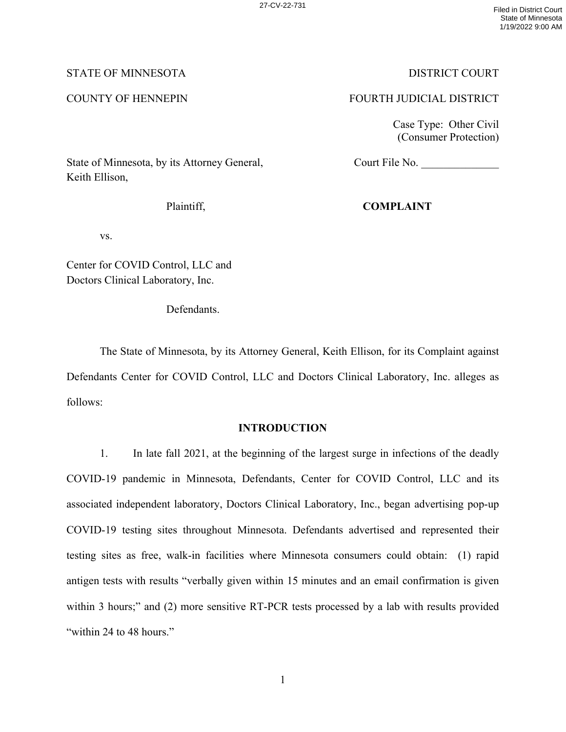27-CV-22-731

Filed in District Court
State of Minnesota
1/19/2022 9:00 AM

STATE OF MINNESOTA | DISTRICT COURT

COUNTY OF HENNEPIN | FOURTH JUDICIAL DISTRICT

Case Type: Other Civil
(Consumer Protection)

State of Minnesota, by its Attorney General, Keith Ellison,

Plaintiff,

vs.

Center for COVID Control, LLC and Doctors Clinical Laboratory, Inc.

Defendants.

Court File No. ______________

**COMPLAINT**

The State of Minnesota, by its Attorney General, Keith Ellison, for its Complaint against Defendants Center for COVID Control, LLC and Doctors Clinical Laboratory, Inc. alleges as follows:

## INTRODUCTION

1. In late fall 2021, at the beginning of the largest surge in infections of the deadly COVID-19 pandemic in Minnesota, Defendants, Center for COVID Control, LLC and its associated independent laboratory, Doctors Clinical Laboratory, Inc., began advertising pop-up COVID-19 testing sites throughout Minnesota. Defendants advertised and represented their testing sites as free, walk-in facilities where Minnesota consumers could obtain: (1) rapid antigen tests with results "verbally given within 15 minutes and an email confirmation is given within 3 hours;" and (2) more sensitive RT-PCR tests processed by a lab with results provided "within 24 to 48 hours."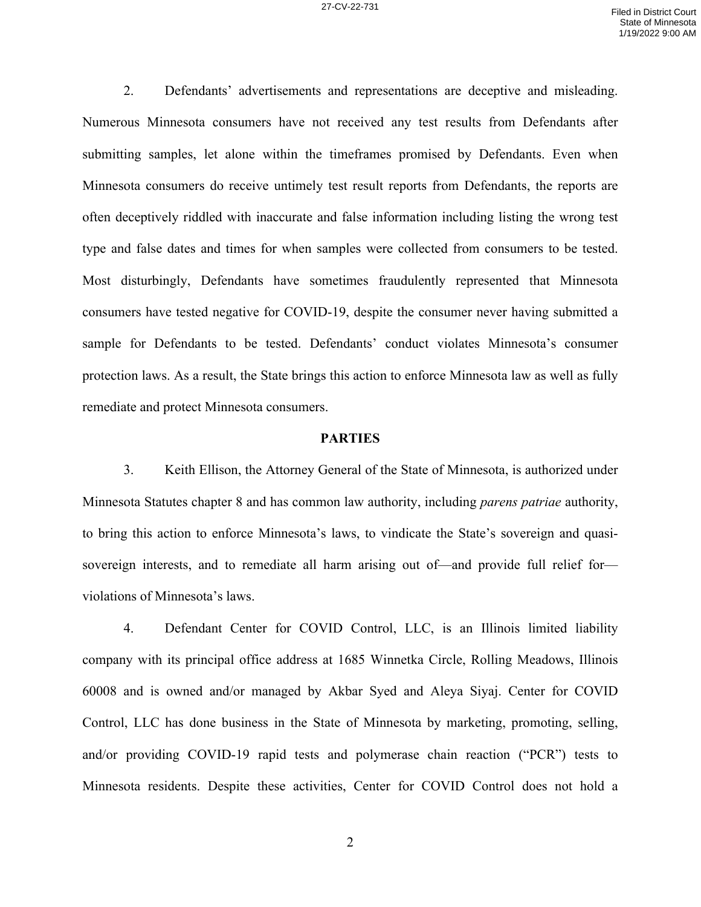2. Defendants' advertisements and representations are deceptive and misleading. Numerous Minnesota consumers have not received any test results from Defendants after submitting samples, let alone within the timeframes promised by Defendants. Even when Minnesota consumers do receive untimely test result reports from Defendants, the reports are often deceptively riddled with inaccurate and false information including listing the wrong test type and false dates and times for when samples were collected from consumers to be tested. Most disturbingly, Defendants have sometimes fraudulently represented that Minnesota consumers have tested negative for COVID-19, despite the consumer never having submitted a sample for Defendants to be tested. Defendants' conduct violates Minnesota's consumer protection laws. As a result, the State brings this action to enforce Minnesota law as well as fully remediate and protect Minnesota consumers.

**PARTIES**

3. Keith Ellison, the Attorney General of the State of Minnesota, is authorized under Minnesota Statutes chapter 8 and has common law authority, including *parens patriae* authority, to bring this action to enforce Minnesota's laws, to vindicate the State's sovereign and quasi-sovereign interests, and to remediate all harm arising out of—and provide full relief for—violations of Minnesota's laws.

4. Defendant Center for COVID Control, LLC, is an Illinois limited liability company with its principal office address at 1685 Winnetka Circle, Rolling Meadows, Illinois 60008 and is owned and/or managed by Akbar Syed and Aleya Siyaj. Center for COVID Control, LLC has done business in the State of Minnesota by marketing, promoting, selling, and/or providing COVID-19 rapid tests and polymerase chain reaction ("PCR") tests to Minnesota residents. Despite these activities, Center for COVID Control does not hold a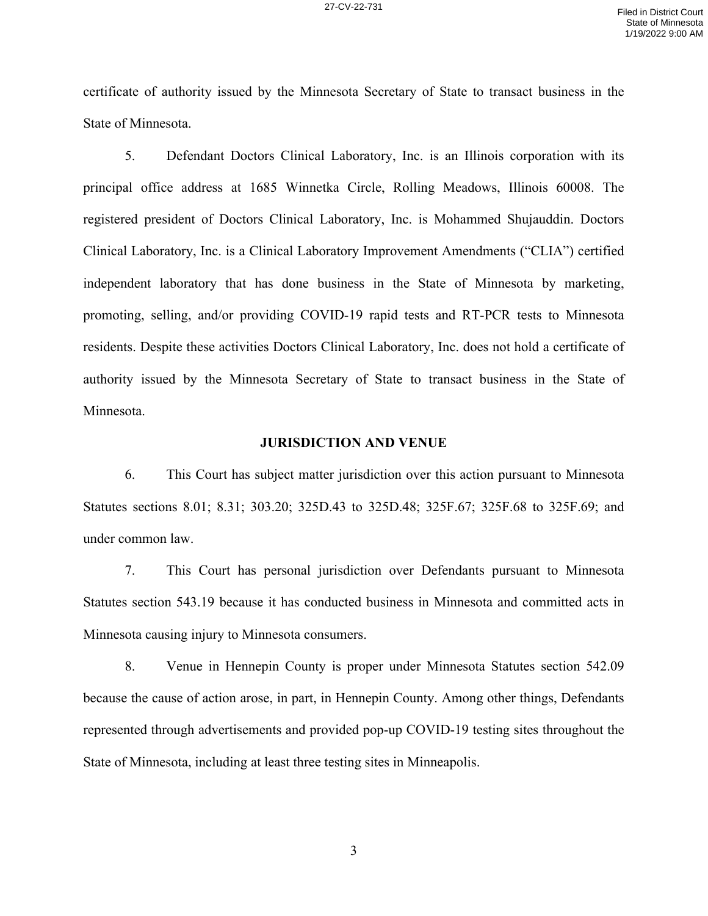certificate of authority issued by the Minnesota Secretary of State to transact business in the State of Minnesota.

5. Defendant Doctors Clinical Laboratory, Inc. is an Illinois corporation with its principal office address at 1685 Winnetka Circle, Rolling Meadows, Illinois 60008. The registered president of Doctors Clinical Laboratory, Inc. is Mohammed Shujauddin. Doctors Clinical Laboratory, Inc. is a Clinical Laboratory Improvement Amendments ("CLIA") certified independent laboratory that has done business in the State of Minnesota by marketing, promoting, selling, and/or providing COVID-19 rapid tests and RT-PCR tests to Minnesota residents. Despite these activities Doctors Clinical Laboratory, Inc. does not hold a certificate of authority issued by the Minnesota Secretary of State to transact business in the State of Minnesota.

**JURISDICTION AND VENUE**

6. This Court has subject matter jurisdiction over this action pursuant to Minnesota Statutes sections 8.01; 8.31; 303.20; 325D.43 to 325D.48; 325F.67; 325F.68 to 325F.69; and under common law.

7. This Court has personal jurisdiction over Defendants pursuant to Minnesota Statutes section 543.19 because it has conducted business in Minnesota and committed acts in Minnesota causing injury to Minnesota consumers.

8. Venue in Hennepin County is proper under Minnesota Statutes section 542.09 because the cause of action arose, in part, in Hennepin County. Among other things, Defendants represented through advertisements and provided pop-up COVID-19 testing sites throughout the State of Minnesota, including at least three testing sites in Minneapolis.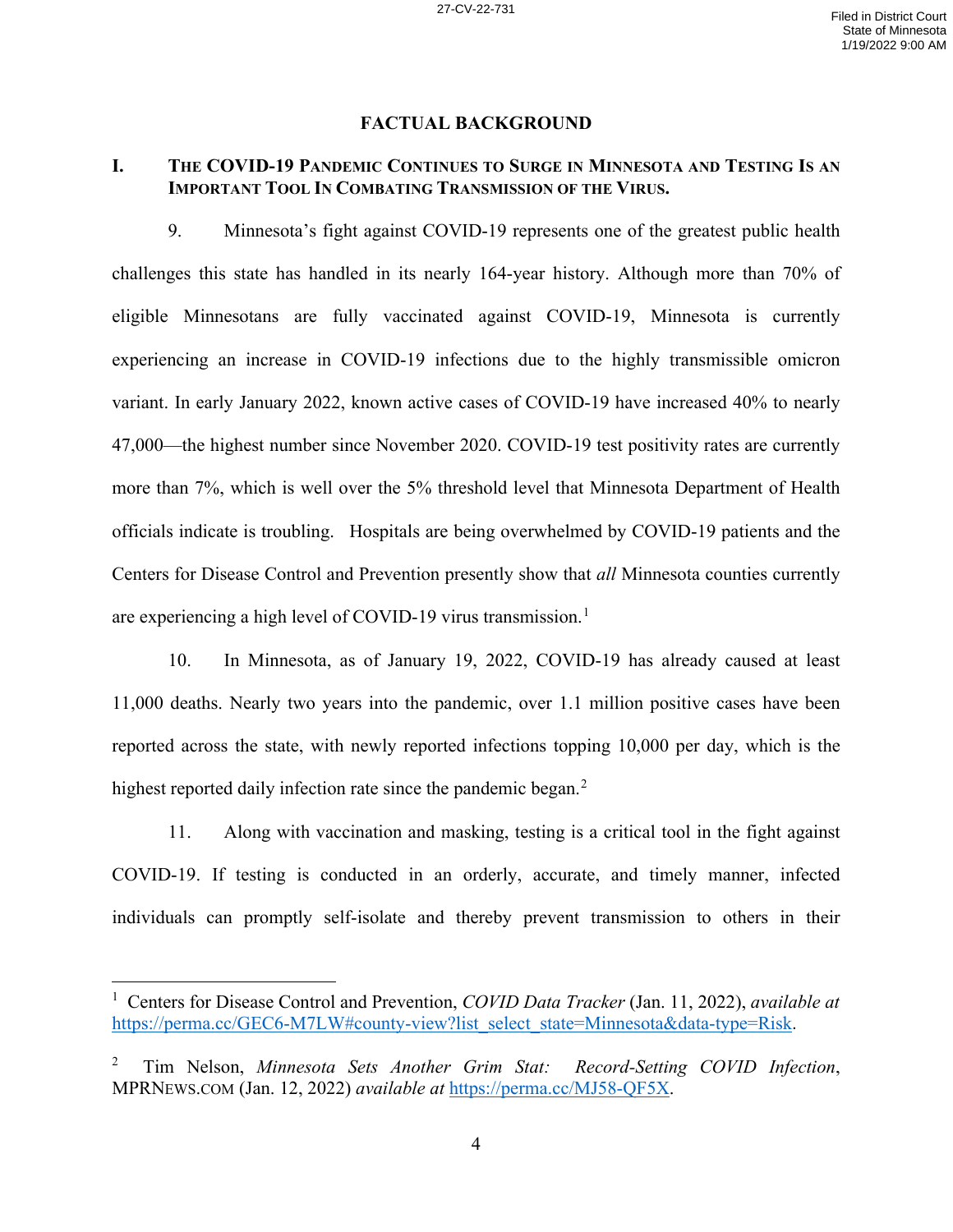## FACTUAL BACKGROUND

### I. THE COVID-19 PANDEMIC CONTINUES TO SURGE IN MINNESOTA AND TESTING IS AN IMPORTANT TOOL IN COMBATING TRANSMISSION OF THE VIRUS.

9. Minnesota's fight against COVID-19 represents one of the greatest public health challenges this state has handled in its nearly 164-year history. Although more than 70% of eligible Minnesotans are fully vaccinated against COVID-19, Minnesota is currently experiencing an increase in COVID-19 infections due to the highly transmissible omicron variant. In early January 2022, known active cases of COVID-19 have increased 40% to nearly 47,000—the highest number since November 2020. COVID-19 test positivity rates are currently more than 7%, which is well over the 5% threshold level that Minnesota Department of Health officials indicate is troubling. Hospitals are being overwhelmed by COVID-19 patients and the Centers for Disease Control and Prevention presently show that *all* Minnesota counties currently are experiencing a high level of COVID-19 virus transmission.[1]

10. In Minnesota, as of January 19, 2022, COVID-19 has already caused at least 11,000 deaths. Nearly two years into the pandemic, over 1.1 million positive cases have been reported across the state, with newly reported infections topping 10,000 per day, which is the highest reported daily infection rate since the pandemic began.[2]

11. Along with vaccination and masking, testing is a critical tool in the fight against COVID-19. If testing is conducted in an orderly, accurate, and timely manner, infected individuals can promptly self-isolate and thereby prevent transmission to others in their

---

[1] Centers for Disease Control and Prevention, *COVID Data Tracker* (Jan. 11, 2022), *available at* https://perma.cc/GEC6-M7LW#county-view?list_select_state=Minnesota&data-type=Risk.

[2] Tim Nelson, *Minnesota Sets Another Grim Stat: Record-Setting COVID Infection*, MPRNEWS.COM (Jan. 12, 2022) *available at* https://perma.cc/MJ58-QF5X.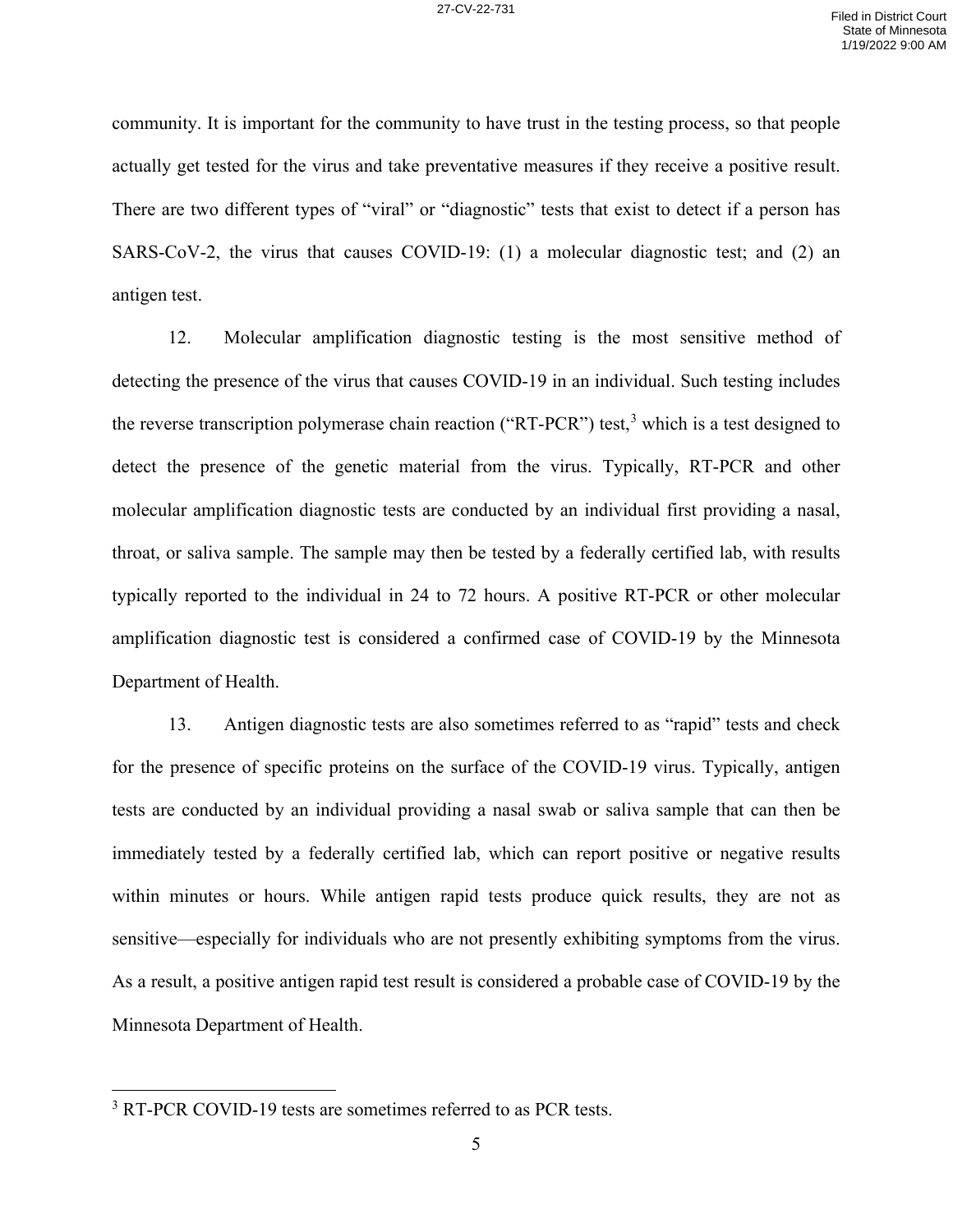community. It is important for the community to have trust in the testing process, so that people actually get tested for the virus and take preventative measures if they receive a positive result. There are two different types of "viral" or "diagnostic" tests that exist to detect if a person has SARS-CoV-2, the virus that causes COVID-19: (1) a molecular diagnostic test; and (2) an antigen test.

12. Molecular amplification diagnostic testing is the most sensitive method of detecting the presence of the virus that causes COVID-19 in an individual. Such testing includes the reverse transcription polymerase chain reaction ("RT-PCR") test,[3] which is a test designed to detect the presence of the genetic material from the virus. Typically, RT-PCR and other molecular amplification diagnostic tests are conducted by an individual first providing a nasal, throat, or saliva sample. The sample may then be tested by a federally certified lab, with results typically reported to the individual in 24 to 72 hours. A positive RT-PCR or other molecular amplification diagnostic test is considered a confirmed case of COVID-19 by the Minnesota Department of Health.

13. Antigen diagnostic tests are also sometimes referred to as "rapid" tests and check for the presence of specific proteins on the surface of the COVID-19 virus. Typically, antigen tests are conducted by an individual providing a nasal swab or saliva sample that can then be immediately tested by a federally certified lab, which can report positive or negative results within minutes or hours. While antigen rapid tests produce quick results, they are not as sensitive—especially for individuals who are not presently exhibiting symptoms from the virus. As a result, a positive antigen rapid test result is considered a probable case of COVID-19 by the Minnesota Department of Health.

---

[3] RT-PCR COVID-19 tests are sometimes referred to as PCR tests.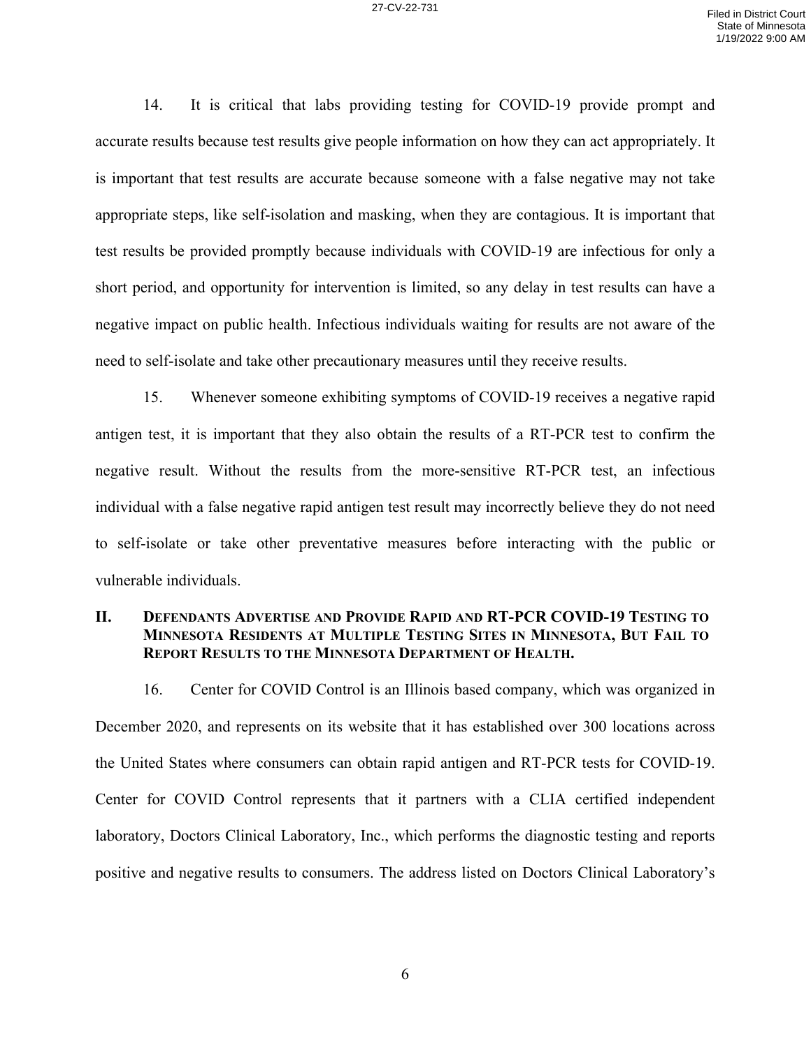14. It is critical that labs providing testing for COVID-19 provide prompt and accurate results because test results give people information on how they can act appropriately. It is important that test results are accurate because someone with a false negative may not take appropriate steps, like self-isolation and masking, when they are contagious. It is important that test results be provided promptly because individuals with COVID-19 are infectious for only a short period, and opportunity for intervention is limited, so any delay in test results can have a negative impact on public health. Infectious individuals waiting for results are not aware of the need to self-isolate and take other precautionary measures until they receive results.

15. Whenever someone exhibiting symptoms of COVID-19 receives a negative rapid antigen test, it is important that they also obtain the results of a RT-PCR test to confirm the negative result. Without the results from the more-sensitive RT-PCR test, an infectious individual with a false negative rapid antigen test result may incorrectly believe they do not need to self-isolate or take other preventative measures before interacting with the public or vulnerable individuals.

## II. Defendants Advertise and Provide Rapid and RT-PCR COVID-19 Testing to Minnesota Residents at Multiple Testing Sites in Minnesota, But Fail to Report Results to the Minnesota Department of Health.

16. Center for COVID Control is an Illinois based company, which was organized in December 2020, and represents on its website that it has established over 300 locations across the United States where consumers can obtain rapid antigen and RT-PCR tests for COVID-19. Center for COVID Control represents that it partners with a CLIA certified independent laboratory, Doctors Clinical Laboratory, Inc., which performs the diagnostic testing and reports positive and negative results to consumers. The address listed on Doctors Clinical Laboratory's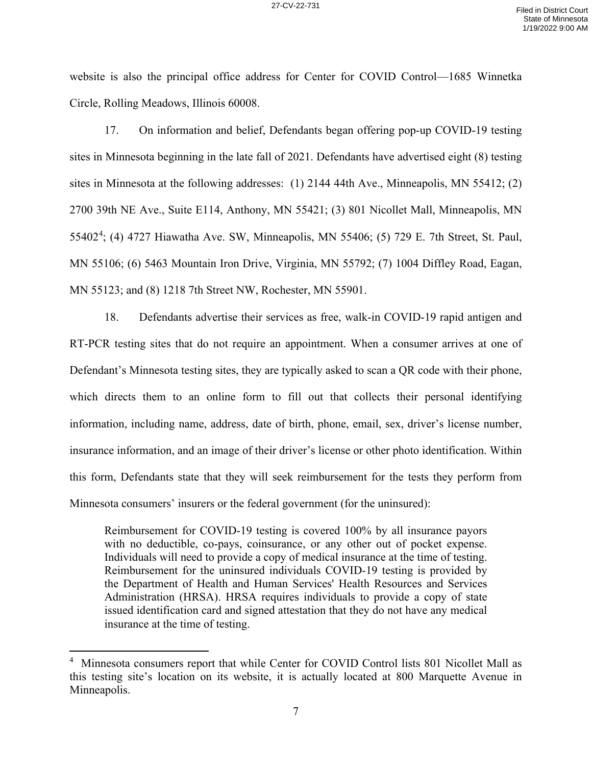website is also the principal office address for Center for COVID Control—1685 Winnetka Circle, Rolling Meadows, Illinois 60008.

17. On information and belief, Defendants began offering pop-up COVID-19 testing sites in Minnesota beginning in the late fall of 2021. Defendants have advertised eight (8) testing sites in Minnesota at the following addresses: (1) 2144 44th Ave., Minneapolis, MN 55412; (2) 2700 39th NE Ave., Suite E114, Anthony, MN 55421; (3) 801 Nicollet Mall, Minneapolis, MN 55402[4]; (4) 4727 Hiawatha Ave. SW, Minneapolis, MN 55406; (5) 729 E. 7th Street, St. Paul, MN 55106; (6) 5463 Mountain Iron Drive, Virginia, MN 55792; (7) 1004 Diffley Road, Eagan, MN 55123; and (8) 1218 7th Street NW, Rochester, MN 55901.

18. Defendants advertise their services as free, walk-in COVID-19 rapid antigen and RT-PCR testing sites that do not require an appointment. When a consumer arrives at one of Defendant's Minnesota testing sites, they are typically asked to scan a QR code with their phone, which directs them to an online form to fill out that collects their personal identifying information, including name, address, date of birth, phone, email, sex, driver's license number, insurance information, and an image of their driver's license or other photo identification. Within this form, Defendants state that they will seek reimbursement for the tests they perform from Minnesota consumers' insurers or the federal government (for the uninsured):

> Reimbursement for COVID-19 testing is covered 100% by all insurance payors with no deductible, co-pays, coinsurance, or any other out of pocket expense. Individuals will need to provide a copy of medical insurance at the time of testing. Reimbursement for the uninsured individuals COVID-19 testing is provided by the Department of Health and Human Services' Health Resources and Services Administration (HRSA). HRSA requires individuals to provide a copy of state issued identification card and signed attestation that they do not have any medical insurance at the time of testing.

---

[4] Minnesota consumers report that while Center for COVID Control lists 801 Nicollet Mall as this testing site's location on its website, it is actually located at 800 Marquette Avenue in Minneapolis.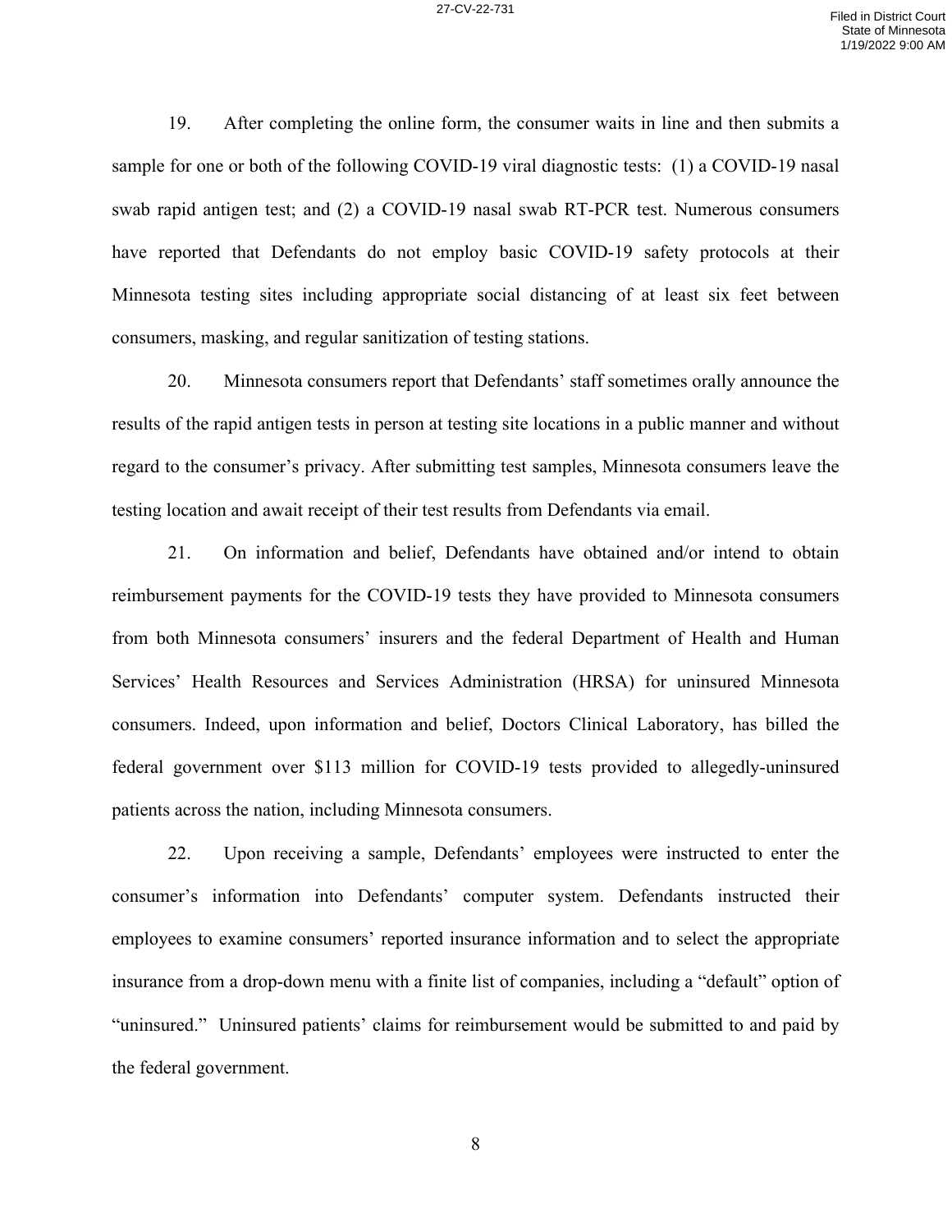19. After completing the online form, the consumer waits in line and then submits a sample for one or both of the following COVID-19 viral diagnostic tests: (1) a COVID-19 nasal swab rapid antigen test; and (2) a COVID-19 nasal swab RT-PCR test. Numerous consumers have reported that Defendants do not employ basic COVID-19 safety protocols at their Minnesota testing sites including appropriate social distancing of at least six feet between consumers, masking, and regular sanitization of testing stations.

20. Minnesota consumers report that Defendants' staff sometimes orally announce the results of the rapid antigen tests in person at testing site locations in a public manner and without regard to the consumer's privacy. After submitting test samples, Minnesota consumers leave the testing location and await receipt of their test results from Defendants via email.

21. On information and belief, Defendants have obtained and/or intend to obtain reimbursement payments for the COVID-19 tests they have provided to Minnesota consumers from both Minnesota consumers' insurers and the federal Department of Health and Human Services' Health Resources and Services Administration (HRSA) for uninsured Minnesota consumers. Indeed, upon information and belief, Doctors Clinical Laboratory, has billed the federal government over $113 million for COVID-19 tests provided to allegedly-uninsured patients across the nation, including Minnesota consumers.

22. Upon receiving a sample, Defendants' employees were instructed to enter the consumer's information into Defendants' computer system. Defendants instructed their employees to examine consumers' reported insurance information and to select the appropriate insurance from a drop-down menu with a finite list of companies, including a "default" option of "uninsured." Uninsured patients' claims for reimbursement would be submitted to and paid by the federal government.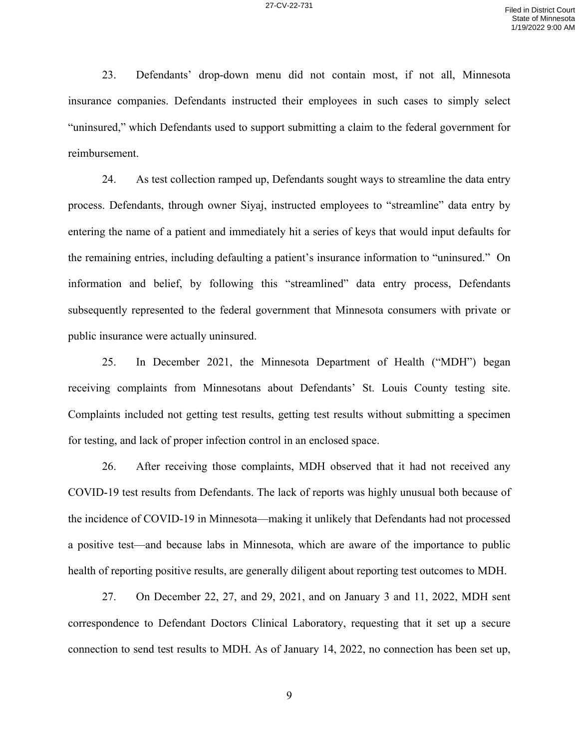23. Defendants' drop-down menu did not contain most, if not all, Minnesota insurance companies. Defendants instructed their employees in such cases to simply select "uninsured," which Defendants used to support submitting a claim to the federal government for reimbursement.

24. As test collection ramped up, Defendants sought ways to streamline the data entry process. Defendants, through owner Siyaj, instructed employees to "streamline" data entry by entering the name of a patient and immediately hit a series of keys that would input defaults for the remaining entries, including defaulting a patient's insurance information to "uninsured." On information and belief, by following this "streamlined" data entry process, Defendants subsequently represented to the federal government that Minnesota consumers with private or public insurance were actually uninsured.

25. In December 2021, the Minnesota Department of Health ("MDH") began receiving complaints from Minnesotans about Defendants' St. Louis County testing site. Complaints included not getting test results, getting test results without submitting a specimen for testing, and lack of proper infection control in an enclosed space.

26. After receiving those complaints, MDH observed that it had not received any COVID-19 test results from Defendants. The lack of reports was highly unusual both because of the incidence of COVID-19 in Minnesota—making it unlikely that Defendants had not processed a positive test—and because labs in Minnesota, which are aware of the importance to public health of reporting positive results, are generally diligent about reporting test outcomes to MDH.

27. On December 22, 27, and 29, 2021, and on January 3 and 11, 2022, MDH sent correspondence to Defendant Doctors Clinical Laboratory, requesting that it set up a secure connection to send test results to MDH. As of January 14, 2022, no connection has been set up,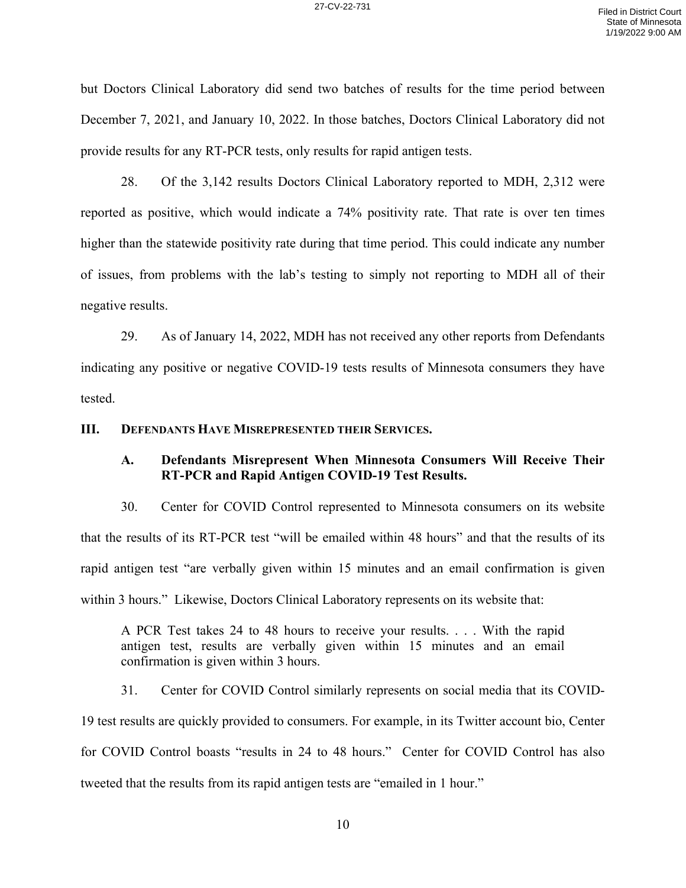but Doctors Clinical Laboratory did send two batches of results for the time period between December 7, 2021, and January 10, 2022. In those batches, Doctors Clinical Laboratory did not provide results for any RT-PCR tests, only results for rapid antigen tests.

28. Of the 3,142 results Doctors Clinical Laboratory reported to MDH, 2,312 were reported as positive, which would indicate a 74% positivity rate. That rate is over ten times higher than the statewide positivity rate during that time period. This could indicate any number of issues, from problems with the lab's testing to simply not reporting to MDH all of their negative results.

29. As of January 14, 2022, MDH has not received any other reports from Defendants indicating any positive or negative COVID-19 tests results of Minnesota consumers they have tested.

## III. DEFENDANTS HAVE MISREPRESENTED THEIR SERVICES.

### A. Defendants Misrepresent When Minnesota Consumers Will Receive Their RT-PCR and Rapid Antigen COVID-19 Test Results.

30. Center for COVID Control represented to Minnesota consumers on its website that the results of its RT-PCR test "will be emailed within 48 hours" and that the results of its rapid antigen test "are verbally given within 15 minutes and an email confirmation is given within 3 hours." Likewise, Doctors Clinical Laboratory represents on its website that:

> A PCR Test takes 24 to 48 hours to receive your results. . . . With the rapid antigen test, results are verbally given within 15 minutes and an email confirmation is given within 3 hours.

31. Center for COVID Control similarly represents on social media that its COVID-19 test results are quickly provided to consumers. For example, in its Twitter account bio, Center for COVID Control boasts "results in 24 to 48 hours." Center for COVID Control has also tweeted that the results from its rapid antigen tests are "emailed in 1 hour."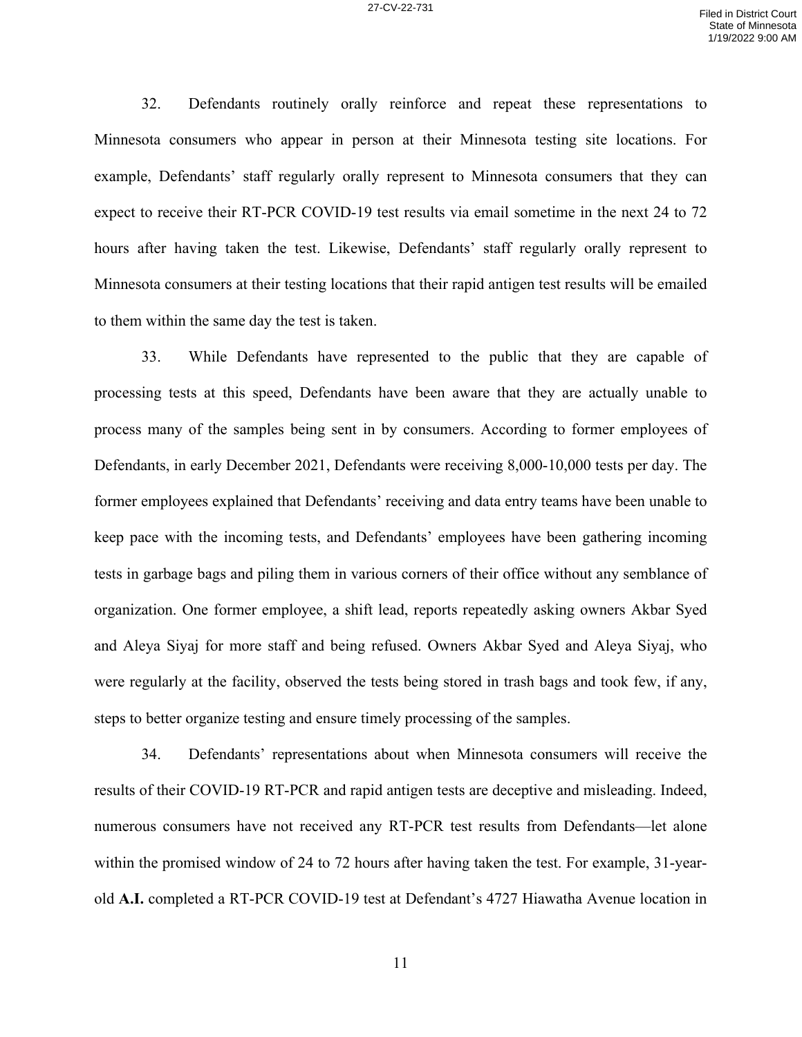32. Defendants routinely orally reinforce and repeat these representations to Minnesota consumers who appear in person at their Minnesota testing site locations. For example, Defendants' staff regularly orally represent to Minnesota consumers that they can expect to receive their RT-PCR COVID-19 test results via email sometime in the next 24 to 72 hours after having taken the test. Likewise, Defendants' staff regularly orally represent to Minnesota consumers at their testing locations that their rapid antigen test results will be emailed to them within the same day the test is taken.

33. While Defendants have represented to the public that they are capable of processing tests at this speed, Defendants have been aware that they are actually unable to process many of the samples being sent in by consumers. According to former employees of Defendants, in early December 2021, Defendants were receiving 8,000-10,000 tests per day. The former employees explained that Defendants' receiving and data entry teams have been unable to keep pace with the incoming tests, and Defendants' employees have been gathering incoming tests in garbage bags and piling them in various corners of their office without any semblance of organization. One former employee, a shift lead, reports repeatedly asking owners Akbar Syed and Aleya Siyaj for more staff and being refused. Owners Akbar Syed and Aleya Siyaj, who were regularly at the facility, observed the tests being stored in trash bags and took few, if any, steps to better organize testing and ensure timely processing of the samples.

34. Defendants' representations about when Minnesota consumers will receive the results of their COVID-19 RT-PCR and rapid antigen tests are deceptive and misleading. Indeed, numerous consumers have not received any RT-PCR test results from Defendants—let alone within the promised window of 24 to 72 hours after having taken the test. For example, 31-year-old **A.I.** completed a RT-PCR COVID-19 test at Defendant's 4727 Hiawatha Avenue location in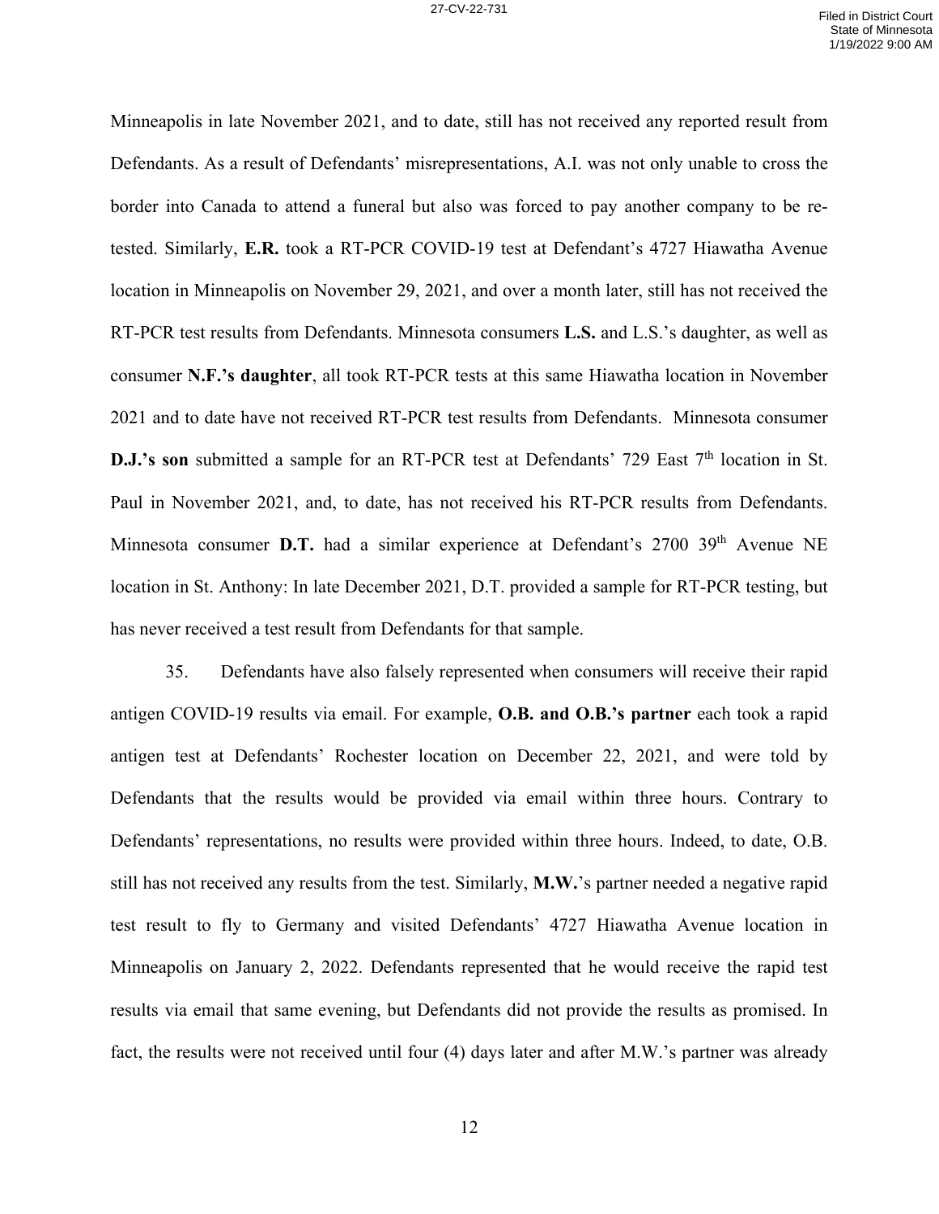Minneapolis in late November 2021, and to date, still has not received any reported result from Defendants. As a result of Defendants' misrepresentations, A.I. was not only unable to cross the border into Canada to attend a funeral but also was forced to pay another company to be re-tested. Similarly, **E.R.** took a RT-PCR COVID-19 test at Defendant's 4727 Hiawatha Avenue location in Minneapolis on November 29, 2021, and over a month later, still has not received the RT-PCR test results from Defendants. Minnesota consumers **L.S.** and L.S.'s daughter, as well as consumer **N.F.'s daughter**, all took RT-PCR tests at this same Hiawatha location in November 2021 and to date have not received RT-PCR test results from Defendants. Minnesota consumer **D.J.'s son** submitted a sample for an RT-PCR test at Defendants' 729 East 7th location in St. Paul in November 2021, and, to date, has not received his RT-PCR results from Defendants. Minnesota consumer **D.T.** had a similar experience at Defendant's 2700 39th Avenue NE location in St. Anthony: In late December 2021, D.T. provided a sample for RT-PCR testing, but has never received a test result from Defendants for that sample.

35. Defendants have also falsely represented when consumers will receive their rapid antigen COVID-19 results via email. For example, **O.B. and O.B.'s partner** each took a rapid antigen test at Defendants' Rochester location on December 22, 2021, and were told by Defendants that the results would be provided via email within three hours. Contrary to Defendants' representations, no results were provided within three hours. Indeed, to date, O.B. still has not received any results from the test. Similarly, **M.W.**'s partner needed a negative rapid test result to fly to Germany and visited Defendants' 4727 Hiawatha Avenue location in Minneapolis on January 2, 2022. Defendants represented that he would receive the rapid test results via email that same evening, but Defendants did not provide the results as promised. In fact, the results were not received until four (4) days later and after M.W.'s partner was already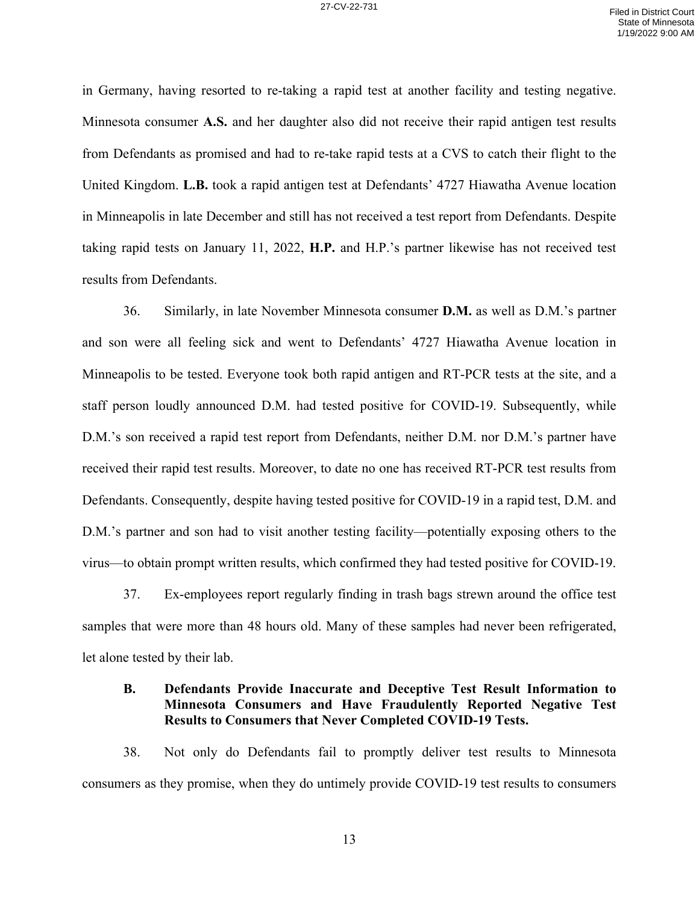in Germany, having resorted to re-taking a rapid test at another facility and testing negative. Minnesota consumer **A.S.** and her daughter also did not receive their rapid antigen test results from Defendants as promised and had to re-take rapid tests at a CVS to catch their flight to the United Kingdom. **L.B.** took a rapid antigen test at Defendants' 4727 Hiawatha Avenue location in Minneapolis in late December and still has not received a test report from Defendants. Despite taking rapid tests on January 11, 2022, **H.P.** and H.P.'s partner likewise has not received test results from Defendants.

36. Similarly, in late November Minnesota consumer **D.M.** as well as D.M.'s partner and son were all feeling sick and went to Defendants' 4727 Hiawatha Avenue location in Minneapolis to be tested. Everyone took both rapid antigen and RT-PCR tests at the site, and a staff person loudly announced D.M. had tested positive for COVID-19. Subsequently, while D.M.'s son received a rapid test report from Defendants, neither D.M. nor D.M.'s partner have received their rapid test results. Moreover, to date no one has received RT-PCR test results from Defendants. Consequently, despite having tested positive for COVID-19 in a rapid test, D.M. and D.M.'s partner and son had to visit another testing facility—potentially exposing others to the virus—to obtain prompt written results, which confirmed they had tested positive for COVID-19.

37. Ex-employees report regularly finding in trash bags strewn around the office test samples that were more than 48 hours old. Many of these samples had never been refrigerated, let alone tested by their lab.

### B. Defendants Provide Inaccurate and Deceptive Test Result Information to Minnesota Consumers and Have Fraudulently Reported Negative Test Results to Consumers that Never Completed COVID-19 Tests.

38. Not only do Defendants fail to promptly deliver test results to Minnesota consumers as they promise, when they do untimely provide COVID-19 test results to consumers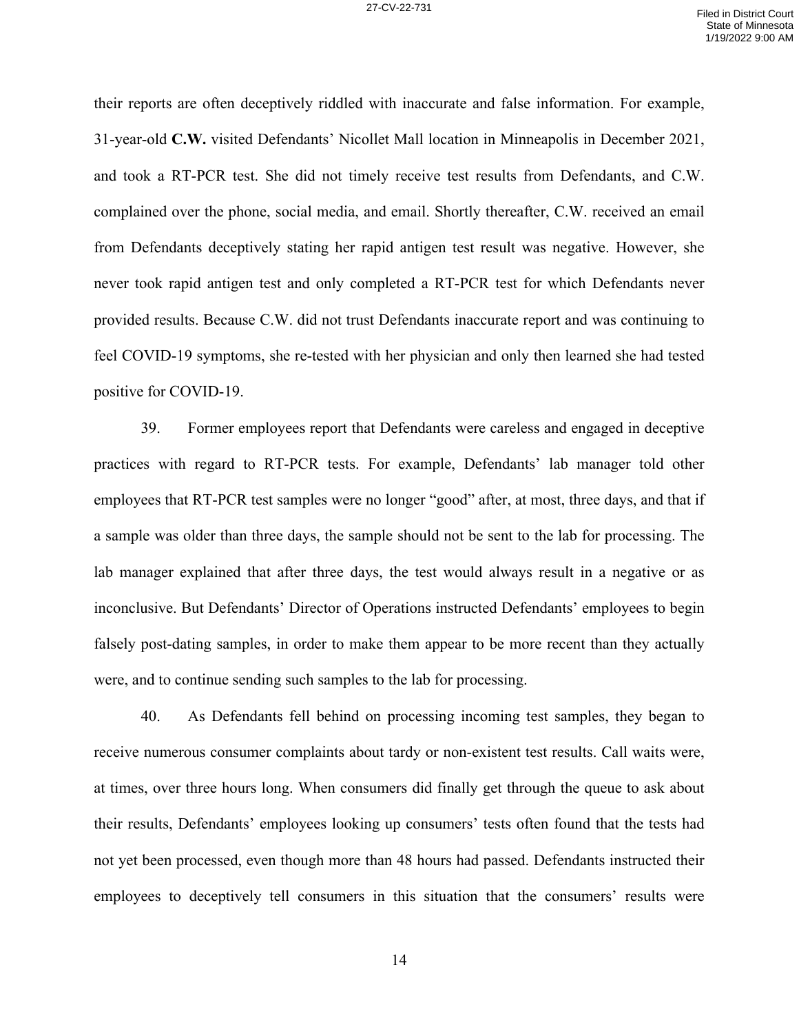their reports are often deceptively riddled with inaccurate and false information. For example, 31-year-old **C.W.** visited Defendants' Nicollet Mall location in Minneapolis in December 2021, and took a RT-PCR test. She did not timely receive test results from Defendants, and C.W. complained over the phone, social media, and email. Shortly thereafter, C.W. received an email from Defendants deceptively stating her rapid antigen test result was negative. However, she never took rapid antigen test and only completed a RT-PCR test for which Defendants never provided results. Because C.W. did not trust Defendants inaccurate report and was continuing to feel COVID-19 symptoms, she re-tested with her physician and only then learned she had tested positive for COVID-19.

39. Former employees report that Defendants were careless and engaged in deceptive practices with regard to RT-PCR tests. For example, Defendants' lab manager told other employees that RT-PCR test samples were no longer "good" after, at most, three days, and that if a sample was older than three days, the sample should not be sent to the lab for processing. The lab manager explained that after three days, the test would always result in a negative or as inconclusive. But Defendants' Director of Operations instructed Defendants' employees to begin falsely post-dating samples, in order to make them appear to be more recent than they actually were, and to continue sending such samples to the lab for processing.

40. As Defendants fell behind on processing incoming test samples, they began to receive numerous consumer complaints about tardy or non-existent test results. Call waits were, at times, over three hours long. When consumers did finally get through the queue to ask about their results, Defendants' employees looking up consumers' tests often found that the tests had not yet been processed, even though more than 48 hours had passed. Defendants instructed their employees to deceptively tell consumers in this situation that the consumers' results were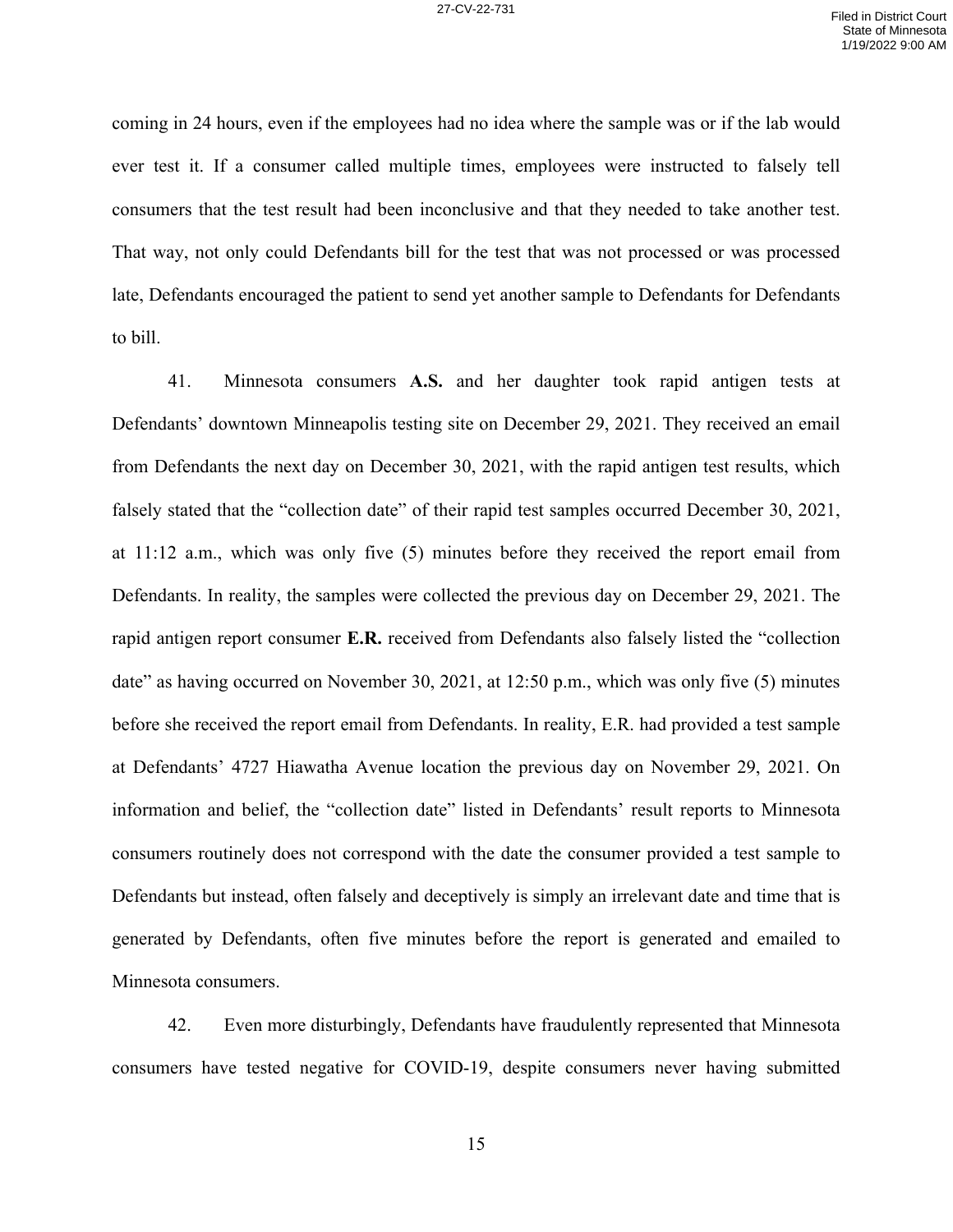coming in 24 hours, even if the employees had no idea where the sample was or if the lab would ever test it. If a consumer called multiple times, employees were instructed to falsely tell consumers that the test result had been inconclusive and that they needed to take another test. That way, not only could Defendants bill for the test that was not processed or was processed late, Defendants encouraged the patient to send yet another sample to Defendants for Defendants to bill.

41. Minnesota consumers **A.S.** and her daughter took rapid antigen tests at Defendants' downtown Minneapolis testing site on December 29, 2021. They received an email from Defendants the next day on December 30, 2021, with the rapid antigen test results, which falsely stated that the "collection date" of their rapid test samples occurred December 30, 2021, at 11:12 a.m., which was only five (5) minutes before they received the report email from Defendants. In reality, the samples were collected the previous day on December 29, 2021. The rapid antigen report consumer **E.R.** received from Defendants also falsely listed the "collection date" as having occurred on November 30, 2021, at 12:50 p.m., which was only five (5) minutes before she received the report email from Defendants. In reality, E.R. had provided a test sample at Defendants' 4727 Hiawatha Avenue location the previous day on November 29, 2021. On information and belief, the "collection date" listed in Defendants' result reports to Minnesota consumers routinely does not correspond with the date the consumer provided a test sample to Defendants but instead, often falsely and deceptively is simply an irrelevant date and time that is generated by Defendants, often five minutes before the report is generated and emailed to Minnesota consumers.

42. Even more disturbingly, Defendants have fraudulently represented that Minnesota consumers have tested negative for COVID-19, despite consumers never having submitted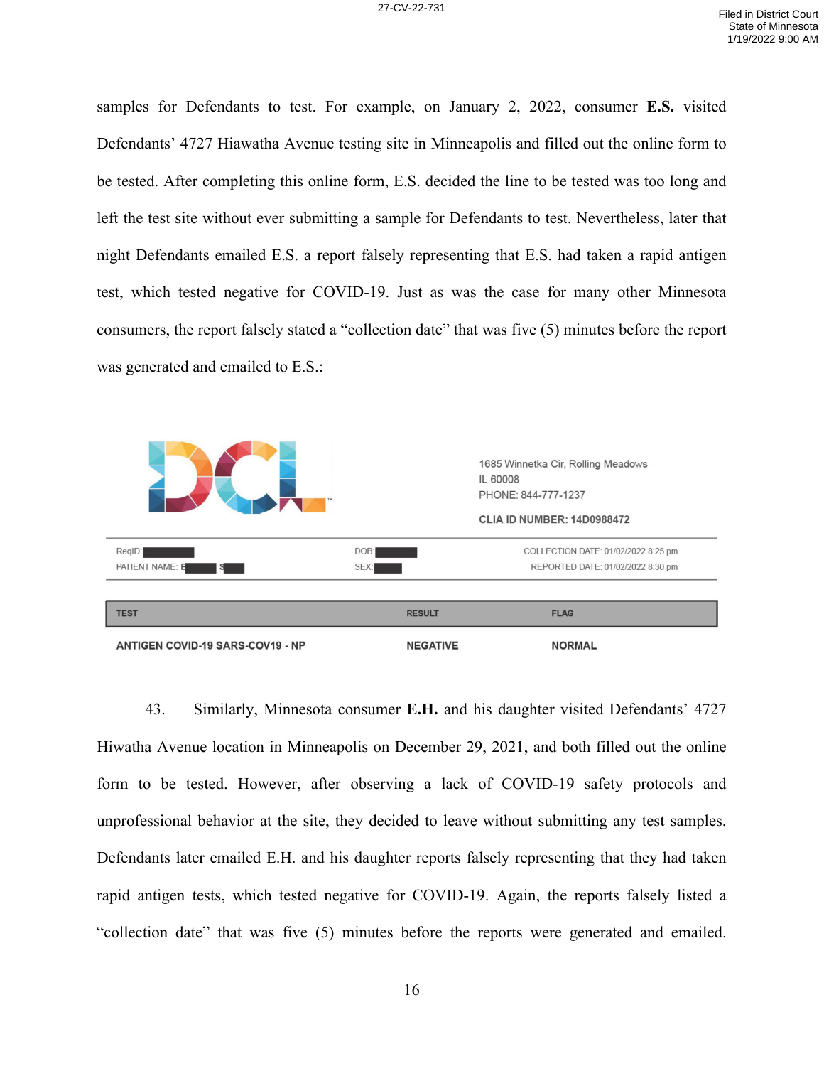samples for Defendants to test. For example, on January 2, 2022, consumer **E.S.** visited Defendants' 4727 Hiawatha Avenue testing site in Minneapolis and filled out the online form to be tested. After completing this online form, E.S. decided the line to be tested was too long and left the test site without ever submitting a sample for Defendants to test. Nevertheless, later that night Defendants emailed E.S. a report falsely representing that E.S. had taken a rapid antigen test, which tested negative for COVID-19. Just as was the case for many other Minnesota consumers, the report falsely stated a "collection date" that was five (5) minutes before the report was generated and emailed to E.S.:

DCL™

1685 Winnetka Cir, Rolling Meadows
IL 60008
PHONE: 844-777-1237
**CLIA ID NUMBER: 14D0988472**

ReqID: ███ DOB: ███ COLLECTION DATE: 01/02/2022 8:25 pm
PATIENT NAME: E███ S███ SEX: ███ REPORTED DATE: 01/02/2022 8:30 pm

| TEST | RESULT | FLAG |
|---|---|---|
| **ANTIGEN COVID-19 SARS-COV19 - NP** | **NEGATIVE** | **NORMAL** |

43. Similarly, Minnesota consumer **E.H.** and his daughter visited Defendants' 4727 Hiwatha Avenue location in Minneapolis on December 29, 2021, and both filled out the online form to be tested. However, after observing a lack of COVID-19 safety protocols and unprofessional behavior at the site, they decided to leave without submitting any test samples. Defendants later emailed E.H. and his daughter reports falsely representing that they had taken rapid antigen tests, which tested negative for COVID-19. Again, the reports falsely listed a "collection date" that was five (5) minutes before the reports were generated and emailed.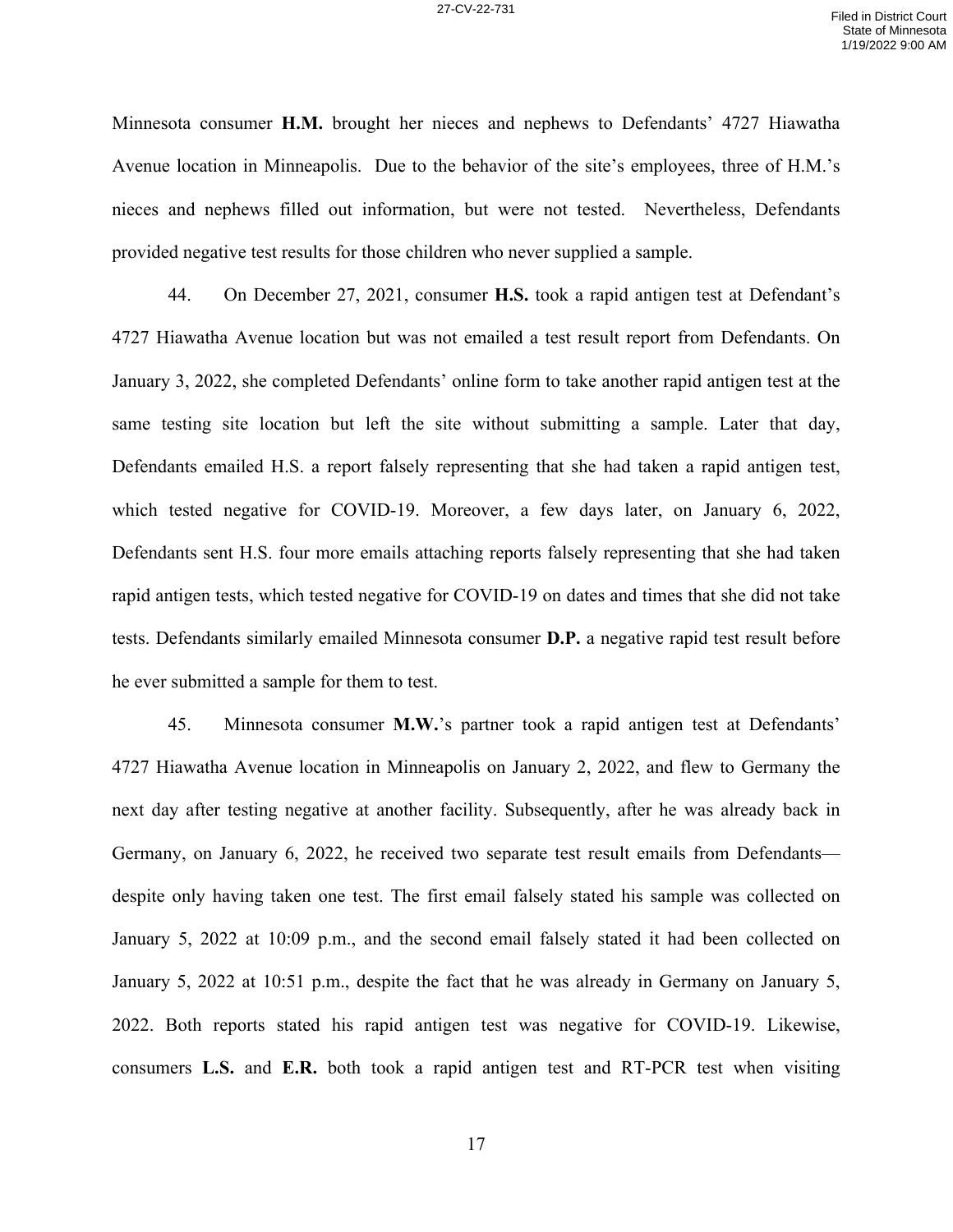Minnesota consumer **H.M.** brought her nieces and nephews to Defendants' 4727 Hiawatha Avenue location in Minneapolis. Due to the behavior of the site's employees, three of H.M.'s nieces and nephews filled out information, but were not tested. Nevertheless, Defendants provided negative test results for those children who never supplied a sample.

44. On December 27, 2021, consumer **H.S.** took a rapid antigen test at Defendant's 4727 Hiawatha Avenue location but was not emailed a test result report from Defendants. On January 3, 2022, she completed Defendants' online form to take another rapid antigen test at the same testing site location but left the site without submitting a sample. Later that day, Defendants emailed H.S. a report falsely representing that she had taken a rapid antigen test, which tested negative for COVID-19. Moreover, a few days later, on January 6, 2022, Defendants sent H.S. four more emails attaching reports falsely representing that she had taken rapid antigen tests, which tested negative for COVID-19 on dates and times that she did not take tests. Defendants similarly emailed Minnesota consumer **D.P.** a negative rapid test result before he ever submitted a sample for them to test.

45. Minnesota consumer **M.W.**'s partner took a rapid antigen test at Defendants' 4727 Hiawatha Avenue location in Minneapolis on January 2, 2022, and flew to Germany the next day after testing negative at another facility. Subsequently, after he was already back in Germany, on January 6, 2022, he received two separate test result emails from Defendants—despite only having taken one test. The first email falsely stated his sample was collected on January 5, 2022 at 10:09 p.m., and the second email falsely stated it had been collected on January 5, 2022 at 10:51 p.m., despite the fact that he was already in Germany on January 5, 2022. Both reports stated his rapid antigen test was negative for COVID-19. Likewise, consumers **L.S.** and **E.R.** both took a rapid antigen test and RT-PCR test when visiting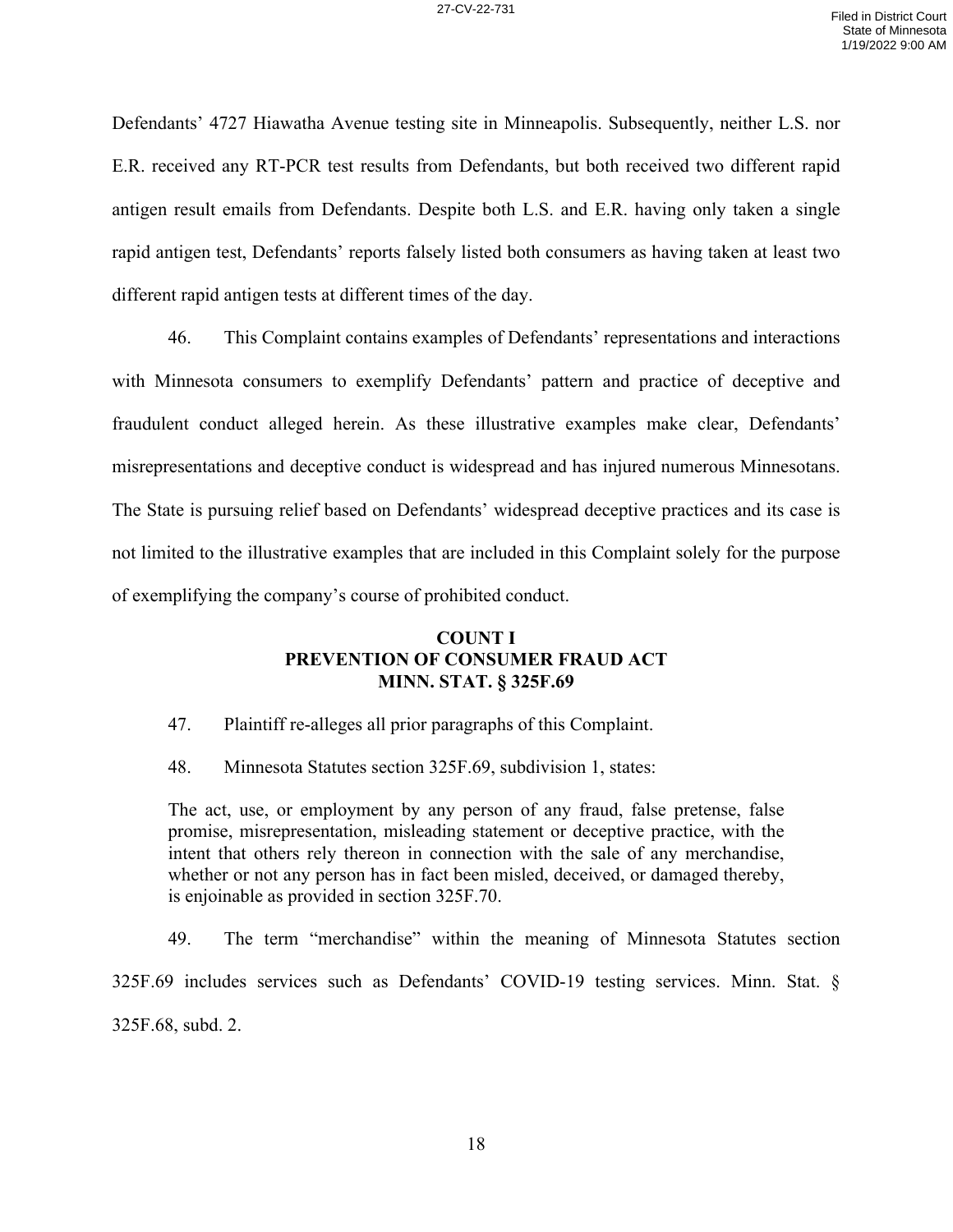Defendants' 4727 Hiawatha Avenue testing site in Minneapolis. Subsequently, neither L.S. nor E.R. received any RT-PCR test results from Defendants, but both received two different rapid antigen result emails from Defendants. Despite both L.S. and E.R. having only taken a single rapid antigen test, Defendants' reports falsely listed both consumers as having taken at least two different rapid antigen tests at different times of the day.

46. This Complaint contains examples of Defendants' representations and interactions with Minnesota consumers to exemplify Defendants' pattern and practice of deceptive and fraudulent conduct alleged herein. As these illustrative examples make clear, Defendants' misrepresentations and deceptive conduct is widespread and has injured numerous Minnesotans. The State is pursuing relief based on Defendants' widespread deceptive practices and its case is not limited to the illustrative examples that are included in this Complaint solely for the purpose of exemplifying the company's course of prohibited conduct.

## COUNT I
## PREVENTION OF CONSUMER FRAUD ACT
## MINN. STAT. § 325F.69

47. Plaintiff re-alleges all prior paragraphs of this Complaint.

48. Minnesota Statutes section 325F.69, subdivision 1, states:

> The act, use, or employment by any person of any fraud, false pretense, false promise, misrepresentation, misleading statement or deceptive practice, with the intent that others rely thereon in connection with the sale of any merchandise, whether or not any person has in fact been misled, deceived, or damaged thereby, is enjoinable as provided in section 325F.70.

49. The term "merchandise" within the meaning of Minnesota Statutes section 325F.69 includes services such as Defendants' COVID-19 testing services. Minn. Stat. § 325F.68, subd. 2.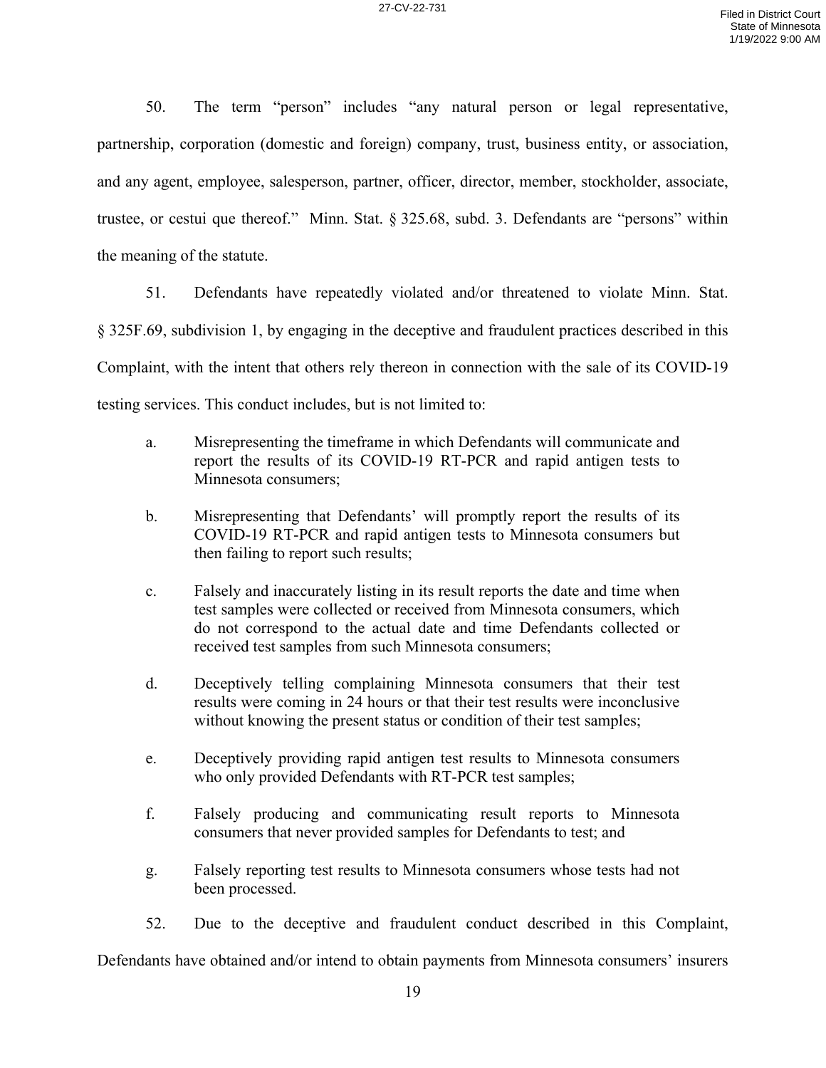50. The term "person" includes "any natural person or legal representative, partnership, corporation (domestic and foreign) company, trust, business entity, or association, and any agent, employee, salesperson, partner, officer, director, member, stockholder, associate, trustee, or cestui que thereof." Minn. Stat. § 325.68, subd. 3. Defendants are "persons" within the meaning of the statute.

51. Defendants have repeatedly violated and/or threatened to violate Minn. Stat. § 325F.69, subdivision 1, by engaging in the deceptive and fraudulent practices described in this Complaint, with the intent that others rely thereon in connection with the sale of its COVID-19 testing services. This conduct includes, but is not limited to:

a. Misrepresenting the timeframe in which Defendants will communicate and report the results of its COVID-19 RT-PCR and rapid antigen tests to Minnesota consumers;

b. Misrepresenting that Defendants' will promptly report the results of its COVID-19 RT-PCR and rapid antigen tests to Minnesota consumers but then failing to report such results;

c. Falsely and inaccurately listing in its result reports the date and time when test samples were collected or received from Minnesota consumers, which do not correspond to the actual date and time Defendants collected or received test samples from such Minnesota consumers;

d. Deceptively telling complaining Minnesota consumers that their test results were coming in 24 hours or that their test results were inconclusive without knowing the present status or condition of their test samples;

e. Deceptively providing rapid antigen test results to Minnesota consumers who only provided Defendants with RT-PCR test samples;

f. Falsely producing and communicating result reports to Minnesota consumers that never provided samples for Defendants to test; and

g. Falsely reporting test results to Minnesota consumers whose tests had not been processed.

52. Due to the deceptive and fraudulent conduct described in this Complaint, Defendants have obtained and/or intend to obtain payments from Minnesota consumers' insurers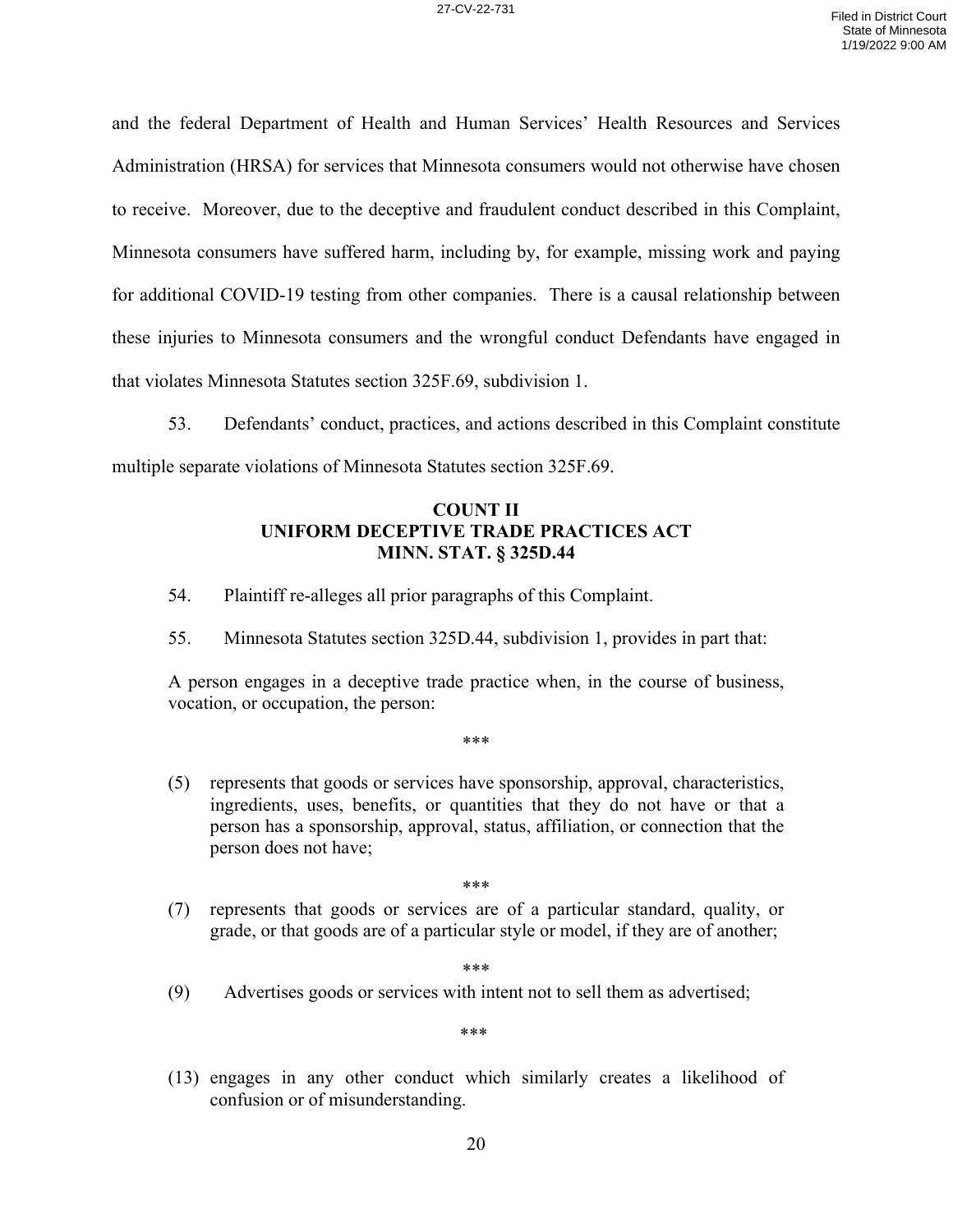and the federal Department of Health and Human Services' Health Resources and Services Administration (HRSA) for services that Minnesota consumers would not otherwise have chosen to receive. Moreover, due to the deceptive and fraudulent conduct described in this Complaint, Minnesota consumers have suffered harm, including by, for example, missing work and paying for additional COVID-19 testing from other companies. There is a causal relationship between these injuries to Minnesota consumers and the wrongful conduct Defendants have engaged in that violates Minnesota Statutes section 325F.69, subdivision 1.

53. Defendants' conduct, practices, and actions described in this Complaint constitute multiple separate violations of Minnesota Statutes section 325F.69.

### COUNT II
### UNIFORM DECEPTIVE TRADE PRACTICES ACT
### MINN. STAT. § 325D.44

54. Plaintiff re-alleges all prior paragraphs of this Complaint.

55. Minnesota Statutes section 325D.44, subdivision 1, provides in part that:

> A person engages in a deceptive trade practice when, in the course of business, vocation, or occupation, the person:
>
> ***
>
> (5) represents that goods or services have sponsorship, approval, characteristics, ingredients, uses, benefits, or quantities that they do not have or that a person has a sponsorship, approval, status, affiliation, or connection that the person does not have;
>
> ***
>
> (7) represents that goods or services are of a particular standard, quality, or grade, or that goods are of a particular style or model, if they are of another;
>
> ***
>
> (9) Advertises goods or services with intent not to sell them as advertised;
>
> ***
>
> (13) engages in any other conduct which similarly creates a likelihood of confusion or of misunderstanding.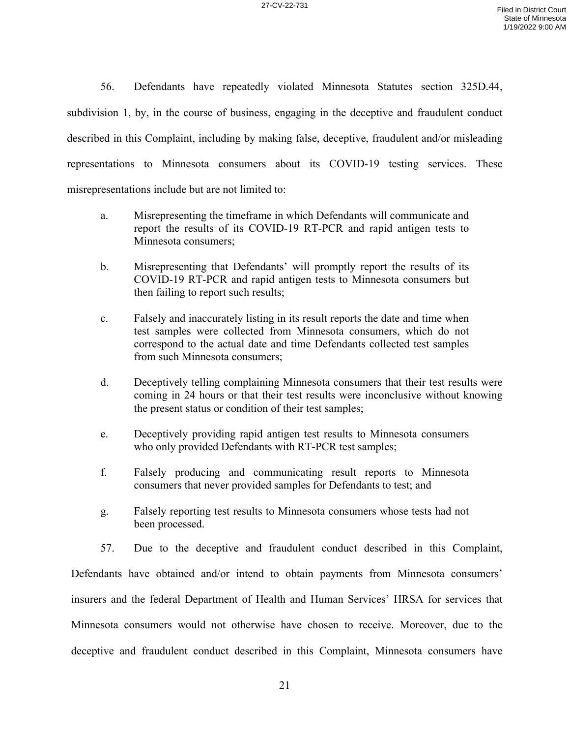56. Defendants have repeatedly violated Minnesota Statutes section 325D.44, subdivision 1, by, in the course of business, engaging in the deceptive and fraudulent conduct described in this Complaint, including by making false, deceptive, fraudulent and/or misleading representations to Minnesota consumers about its COVID-19 testing services. These misrepresentations include but are not limited to:

a. Misrepresenting the timeframe in which Defendants will communicate and report the results of its COVID-19 RT-PCR and rapid antigen tests to Minnesota consumers;

b. Misrepresenting that Defendants' will promptly report the results of its COVID-19 RT-PCR and rapid antigen tests to Minnesota consumers but then failing to report such results;

c. Falsely and inaccurately listing in its result reports the date and time when test samples were collected from Minnesota consumers, which do not correspond to the actual date and time Defendants collected test samples from such Minnesota consumers;

d. Deceptively telling complaining Minnesota consumers that their test results were coming in 24 hours or that their test results were inconclusive without knowing the present status or condition of their test samples;

e. Deceptively providing rapid antigen test results to Minnesota consumers who only provided Defendants with RT-PCR test samples;

f. Falsely producing and communicating result reports to Minnesota consumers that never provided samples for Defendants to test; and

g. Falsely reporting test results to Minnesota consumers whose tests had not been processed.

57. Due to the deceptive and fraudulent conduct described in this Complaint, Defendants have obtained and/or intend to obtain payments from Minnesota consumers' insurers and the federal Department of Health and Human Services' HRSA for services that Minnesota consumers would not otherwise have chosen to receive. Moreover, due to the deceptive and fraudulent conduct described in this Complaint, Minnesota consumers have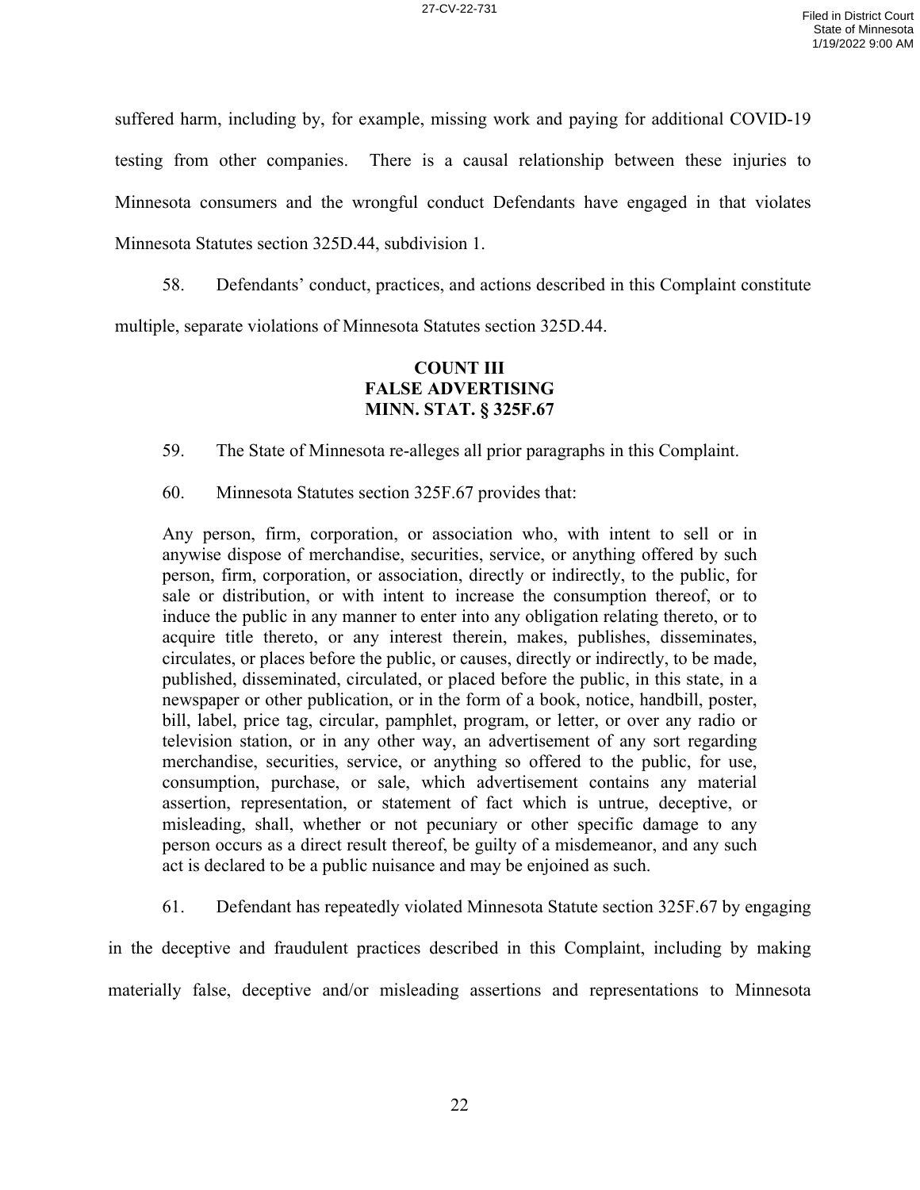suffered harm, including by, for example, missing work and paying for additional COVID-19 testing from other companies. There is a causal relationship between these injuries to Minnesota consumers and the wrongful conduct Defendants have engaged in that violates Minnesota Statutes section 325D.44, subdivision 1.

58. Defendants' conduct, practices, and actions described in this Complaint constitute multiple, separate violations of Minnesota Statutes section 325D.44.

**COUNT III**
**FALSE ADVERTISING**
**MINN. STAT. § 325F.67**

59. The State of Minnesota re-alleges all prior paragraphs in this Complaint.

60. Minnesota Statutes section 325F.67 provides that:

> Any person, firm, corporation, or association who, with intent to sell or in anywise dispose of merchandise, securities, service, or anything offered by such person, firm, corporation, or association, directly or indirectly, to the public, for sale or distribution, or with intent to increase the consumption thereof, or to induce the public in any manner to enter into any obligation relating thereto, or to acquire title thereto, or any interest therein, makes, publishes, disseminates, circulates, or places before the public, or causes, directly or indirectly, to be made, published, disseminated, circulated, or placed before the public, in this state, in a newspaper or other publication, or in the form of a book, notice, handbill, poster, bill, label, price tag, circular, pamphlet, program, or letter, or over any radio or television station, or in any other way, an advertisement of any sort regarding merchandise, securities, service, or anything so offered to the public, for use, consumption, purchase, or sale, which advertisement contains any material assertion, representation, or statement of fact which is untrue, deceptive, or misleading, shall, whether or not pecuniary or other specific damage to any person occurs as a direct result thereof, be guilty of a misdemeanor, and any such act is declared to be a public nuisance and may be enjoined as such.

61. Defendant has repeatedly violated Minnesota Statute section 325F.67 by engaging in the deceptive and fraudulent practices described in this Complaint, including by making materially false, deceptive and/or misleading assertions and representations to Minnesota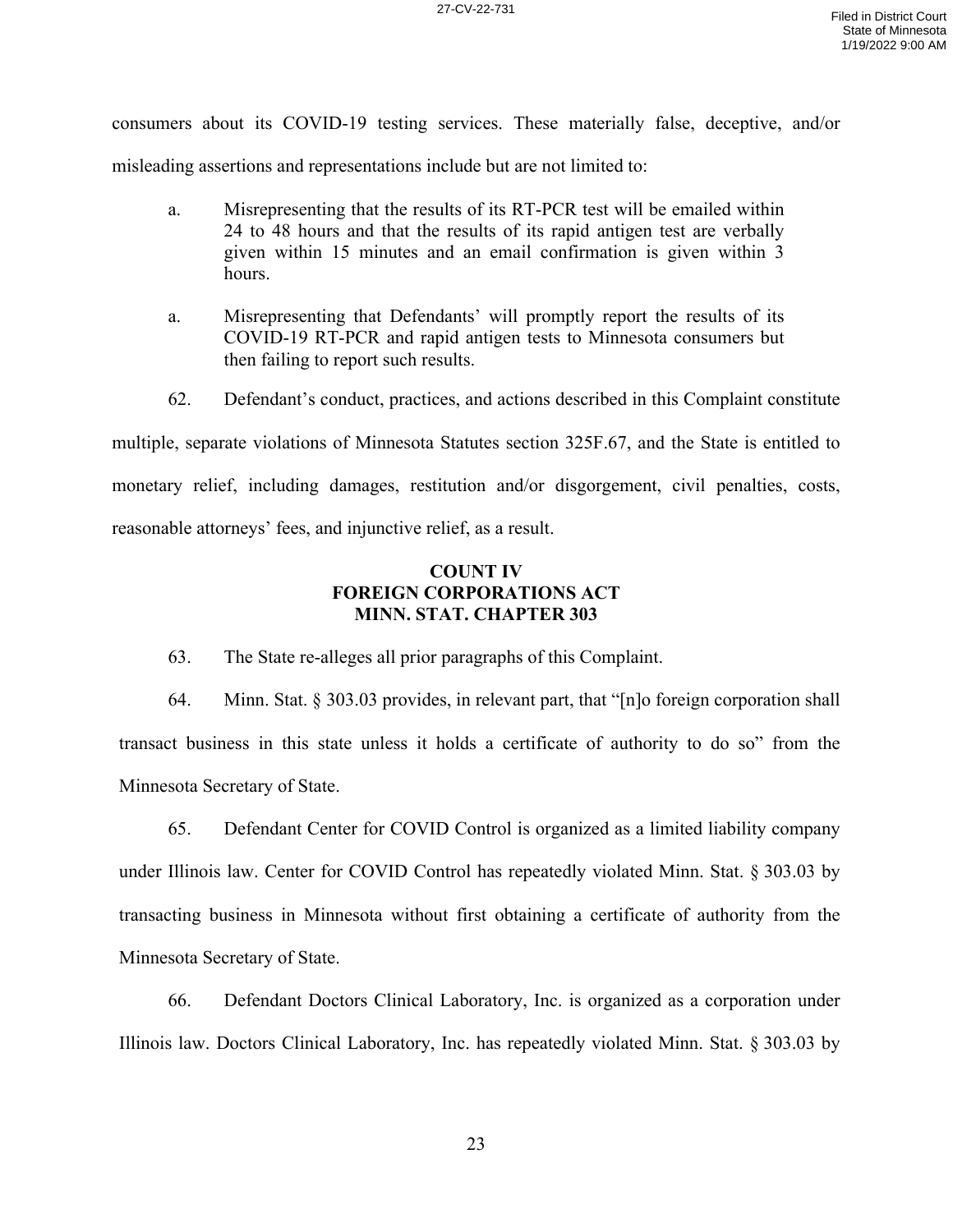consumers about its COVID-19 testing services. These materially false, deceptive, and/or misleading assertions and representations include but are not limited to:

> a. Misrepresenting that the results of its RT-PCR test will be emailed within 24 to 48 hours and that the results of its rapid antigen test are verbally given within 15 minutes and an email confirmation is given within 3 hours.
>
> a. Misrepresenting that Defendants' will promptly report the results of its COVID-19 RT-PCR and rapid antigen tests to Minnesota consumers but then failing to report such results.

62. Defendant's conduct, practices, and actions described in this Complaint constitute multiple, separate violations of Minnesota Statutes section 325F.67, and the State is entitled to monetary relief, including damages, restitution and/or disgorgement, civil penalties, costs, reasonable attorneys' fees, and injunctive relief, as a result.

**COUNT IV**
**FOREIGN CORPORATIONS ACT**
**MINN. STAT. CHAPTER 303**

63. The State re-alleges all prior paragraphs of this Complaint.

64. Minn. Stat. § 303.03 provides, in relevant part, that "[n]o foreign corporation shall transact business in this state unless it holds a certificate of authority to do so" from the Minnesota Secretary of State.

65. Defendant Center for COVID Control is organized as a limited liability company under Illinois law. Center for COVID Control has repeatedly violated Minn. Stat. § 303.03 by transacting business in Minnesota without first obtaining a certificate of authority from the Minnesota Secretary of State.

66. Defendant Doctors Clinical Laboratory, Inc. is organized as a corporation under Illinois law. Doctors Clinical Laboratory, Inc. has repeatedly violated Minn. Stat. § 303.03 by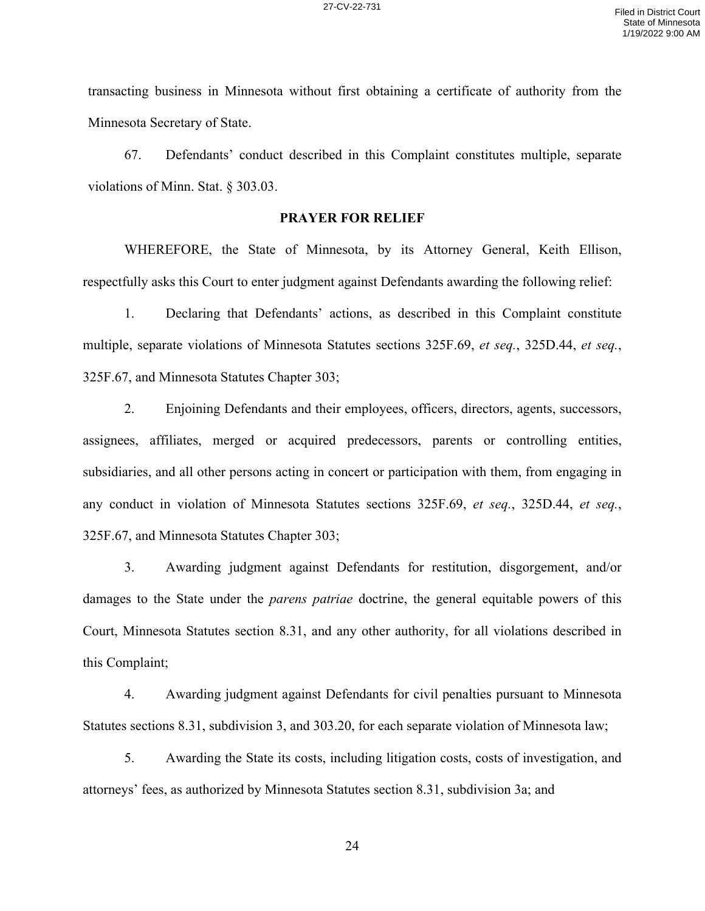transacting business in Minnesota without first obtaining a certificate of authority from the Minnesota Secretary of State.

67. Defendants' conduct described in this Complaint constitutes multiple, separate violations of Minn. Stat. § 303.03.

## PRAYER FOR RELIEF

WHEREFORE, the State of Minnesota, by its Attorney General, Keith Ellison, respectfully asks this Court to enter judgment against Defendants awarding the following relief:

1. Declaring that Defendants' actions, as described in this Complaint constitute multiple, separate violations of Minnesota Statutes sections 325F.69, *et seq.*, 325D.44, *et seq.*, 325F.67, and Minnesota Statutes Chapter 303;

2. Enjoining Defendants and their employees, officers, directors, agents, successors, assignees, affiliates, merged or acquired predecessors, parents or controlling entities, subsidiaries, and all other persons acting in concert or participation with them, from engaging in any conduct in violation of Minnesota Statutes sections 325F.69, *et seq.*, 325D.44, *et seq.*, 325F.67, and Minnesota Statutes Chapter 303;

3. Awarding judgment against Defendants for restitution, disgorgement, and/or damages to the State under the *parens patriae* doctrine, the general equitable powers of this Court, Minnesota Statutes section 8.31, and any other authority, for all violations described in this Complaint;

4. Awarding judgment against Defendants for civil penalties pursuant to Minnesota Statutes sections 8.31, subdivision 3, and 303.20, for each separate violation of Minnesota law;

5. Awarding the State its costs, including litigation costs, costs of investigation, and attorneys' fees, as authorized by Minnesota Statutes section 8.31, subdivision 3a; and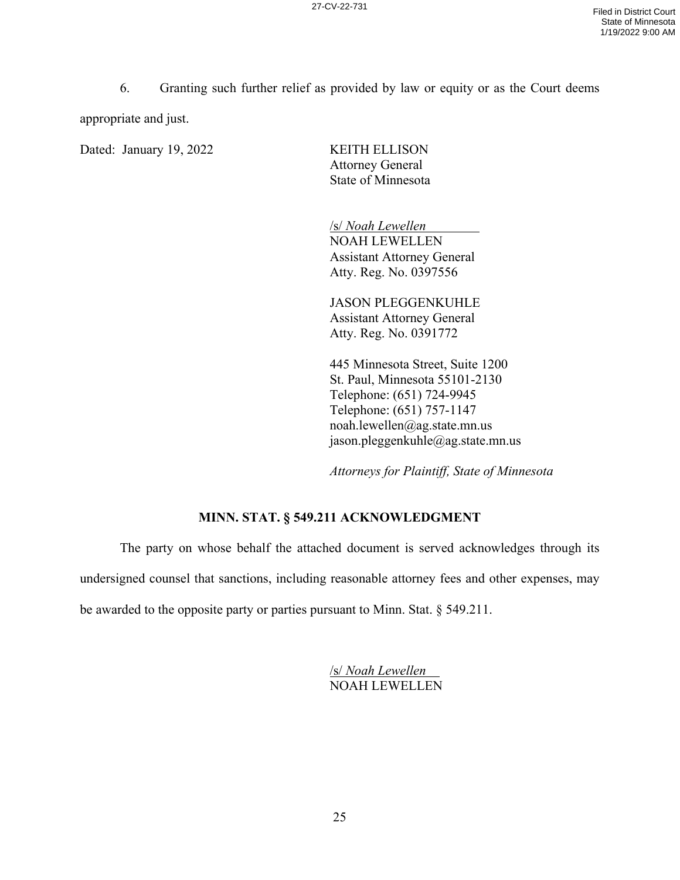6. Granting such further relief as provided by law or equity or as the Court deems appropriate and just.

Dated: January 19, 2022

KEITH ELLISON
Attorney General
State of Minnesota

/s/ *Noah Lewellen*
NOAH LEWELLEN
Assistant Attorney General
Atty. Reg. No. 0397556

JASON PLEGGENKUHLE
Assistant Attorney General
Atty. Reg. No. 0391772

445 Minnesota Street, Suite 1200
St. Paul, Minnesota 55101-2130
Telephone: (651) 724-9945
Telephone: (651) 757-1147
noah.lewellen@ag.state.mn.us
jason.pleggenkuhle@ag.state.mn.us

*Attorneys for Plaintiff, State of Minnesota*

**MINN. STAT. § 549.211 ACKNOWLEDGMENT**

The party on whose behalf the attached document is served acknowledges through its undersigned counsel that sanctions, including reasonable attorney fees and other expenses, may be awarded to the opposite party or parties pursuant to Minn. Stat. § 549.211.

/s/ *Noah Lewellen*
NOAH LEWELLEN